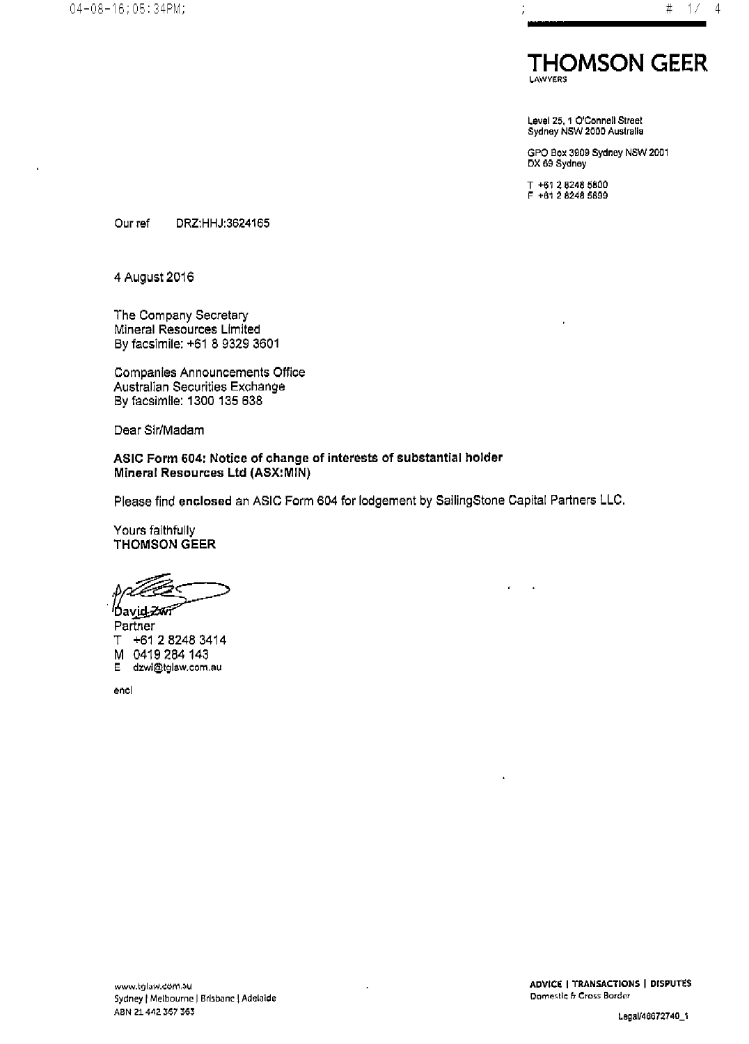# THOMSON GEER

LAWYERS

Level 25, 1 O'Connell Street
Sydney NSW 2000 Australia

GPO Box 3909 Sydney NSW 2001
DX 69 Sydney

T +61 2 8248 5800
F +61 2 8248 5899

Our ref DRZ:HHJ:3624165

4 August 2016

The Company Secretary
Mineral Resources Limited
By facsimile: +61 8 9329 3601

Companies Announcements Office
Australian Securities Exchange
By facsimile: 1300 135 638

Dear Sir/Madam

**ASIC Form 604: Notice of change of interests of substantial holder**
**Mineral Resources Ltd (ASX:MIN)**

Please find **enclosed** an ASIC Form 604 for lodgement by SailingStone Capital Partners LLC.

Yours faithfully
**THOMSON GEER**

David Zwi
Partner
T +61 2 8248 3414
M 0419 284 143
E dzwi@tglaw.com.au

encl

www.tglaw.com.au
Sydney | Melbourne | Brisbane | Adelaide
ABN 21 442 367 363

**ADVICE | TRANSACTIONS | DISPUTES**
Domestic & Cross Border

Legal/46672740_1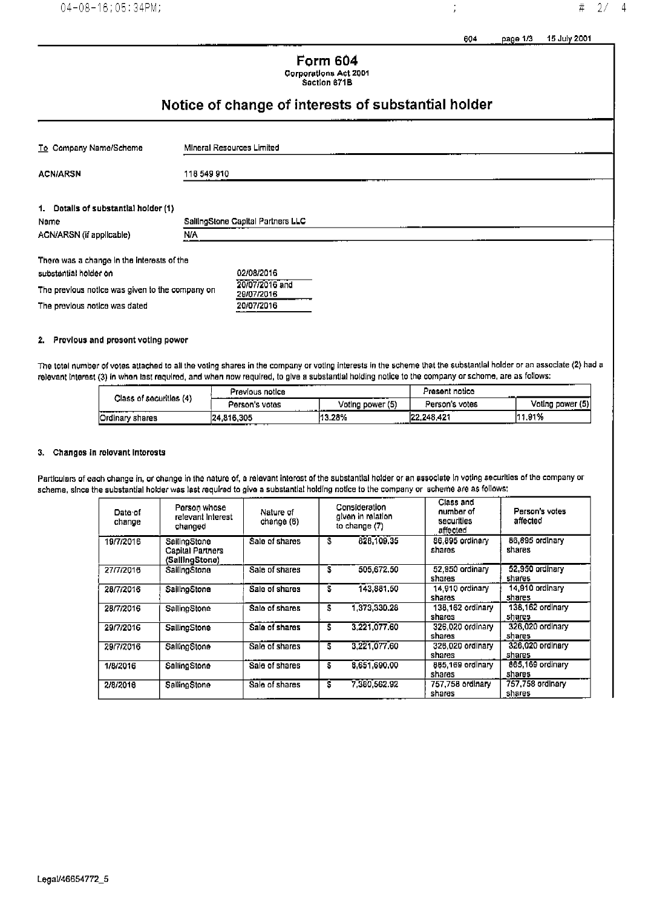# Form 604

Corporations Act 2001
Section 671B

## Notice of change of interests of substantial holder

| | |
|---|---|
| To Company Name/Scheme | Mineral Resources Limited |
| ACN/ARSN | 118 549 910 |

### 1. Details of substantial holder (1)

| | |
|---|---|
| Name | SailingStone Capital Partners LLC |
| ACN/ARSN (if applicable) | N/A |

| | |
|---|---|
| There was a change in the interests of the substantial holder on | 02/08/2016 |
| The previous notice was given to the company on | 20/07/2016 and 29/07/2016 |
| The previous notice was dated | 20/07/2016 |

### 2. Previous and present voting power

The total number of votes attached to all the voting shares in the company or voting interests in the scheme that the substantial holder or an associate (2) had a relevant interest (3) in when last required, and when now required, to give a substantial holding notice to the company or scheme, are as follows:

| Class of securities (4) | Previous notice | | Present notice | |
|---|---|---|---|---|
| | Person's votes | Voting power (5) | Person's votes | Voting power (5) |
| Ordinary shares | 24,816,305 | 13.28% | 22,248,421 | 11.91% |

### 3. Changes in relevant interests

Particulars of each change in, or change in the nature of, a relevant interest of the substantial holder or an associate in voting securities of the company or scheme, since the substantial holder was last required to give a substantial holding notice to the company or scheme are as follows:

| Date of change | Person whose relevant interest changed | Nature of change (6) | Consideration given in relation to change (7) | Class and number of securities affected | Person's votes affected |
|---|---|---|---|---|---|
| 19/7/2016 | SailingStone Capital Partners (SailingStone) | Sale of shares | $ 828,109.35 | 86,895 ordinary shares | 86,895 ordinary shares |
| 27/7/2016 | SailingStone | Sale of shares | $ 505,672.50 | 52,950 ordinary shares | 52,950 ordinary shares |
| 28/7/2016 | SailingStone | Sale of shares | $ 143,881.50 | 14,910 ordinary shares | 14,910 ordinary shares |
| 28/7/2016 | SailingStone | Sale of shares | $ 1,373,330.28 | 138,162 ordinary shares | 138,162 ordinary shares |
| 29/7/2016 | SailingStone | Sale of shares | $ 3,221,077.60 | 326,020 ordinary shares | 326,020 ordinary shares |
| 29/7/2016 | SailingStone | Sale of shares | $ 3,221,077.60 | 326,020 ordinary shares | 326,020 ordinary shares |
| 1/8/2016 | SailingStone | Sale of shares | $ 8,651,690.00 | 865,169 ordinary shares | 865,169 ordinary shares |
| 2/8/2016 | SailingStone | Sale of shares | $ 7,360,562.92 | 757,758 ordinary shares | 757,758 ordinary shares |

Legal/46654772_5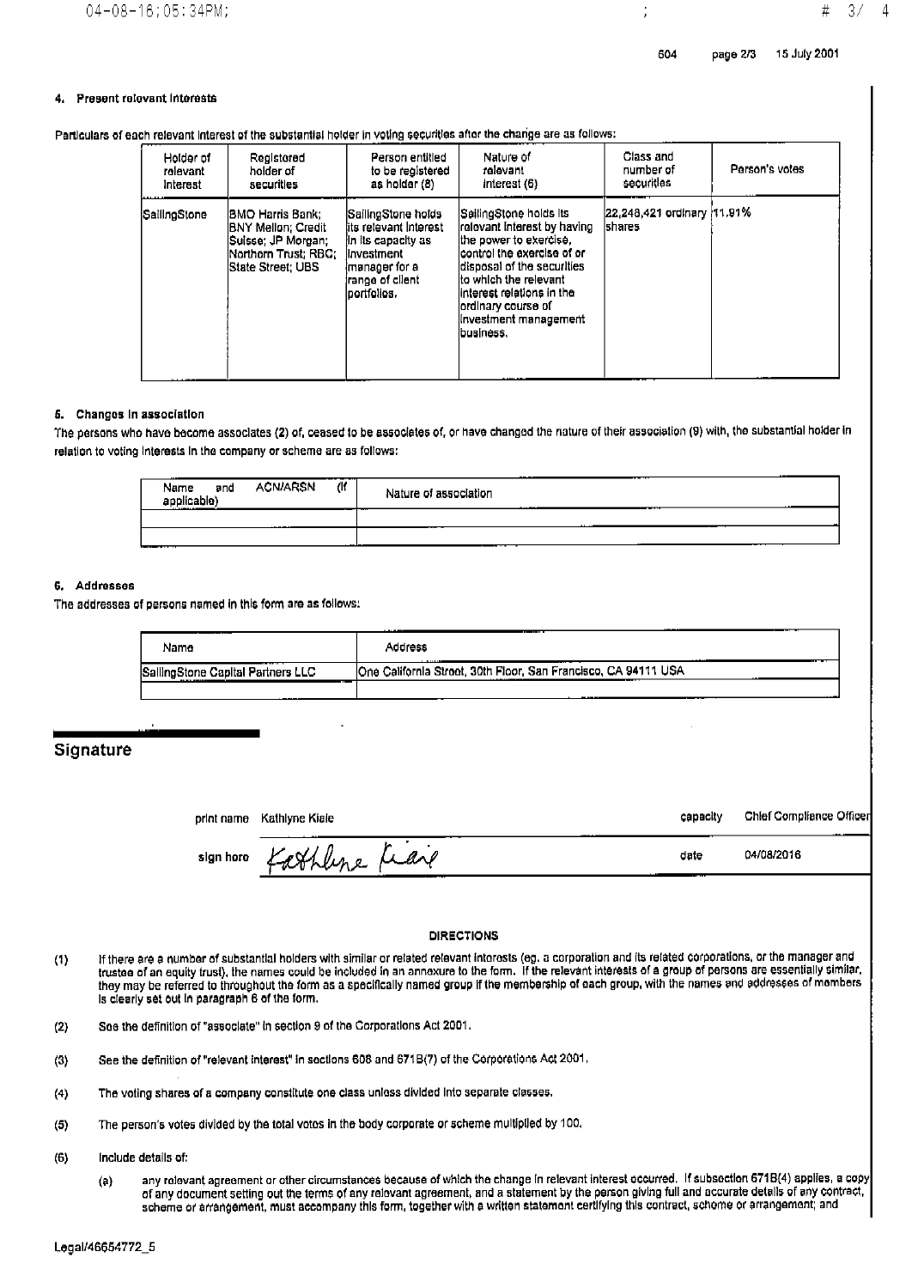#### 4. Present relevant interests

Particulars of each relevant interest of the substantial holder in voting securities after the change are as follows:

| Holder of relevant interest | Registered holder of securities | Person entitled to be registered as holder (8) | Nature of relevant interest (6) | Class and number of securities | Person's votes |
|---|---|---|---|---|---|
| SailingStone | BMO Harris Bank; BNY Mellon; Credit Suisse; JP Morgan; Northern Trust; RBC; State Street; UBS | SailingStone holds its relevant interest in its capacity as investment manager for a range of client portfolios. | SailingStone holds its relevant interest by having the power to exercise, control the exercise of or disposal of the securities to which the relevant interest relations in the ordinary course of investment management business. | 22,248,421 ordinary shares | 11.91% |

#### 5. Changes in association

The persons who have become associates (2) of, ceased to be associates of, or have changed the nature of their association (9) with, the substantial holder in relation to voting interests in the company or scheme are as follows:

| Name and ACN/ARSN (if applicable) | Nature of association |
|---|---|
| | |
| | |

#### 6. Addresses

The addresses of persons named in this form are as follows:

| Name | Address |
|---|---|
| SailingStone Capital Partners LLC | One California Street, 30th Floor, San Francisco, CA 94111 USA |
| | |

## Signature

print name Kathlyne Kiale capacity Chief Compliance Officer

sign here Kathlyne Kiale date 04/08/2016

### DIRECTIONS

(1) If there are a number of substantial holders with similar or related relevant interests (eg. a corporation and its related corporations, or the manager and trustee of an equity trust), the names could be included in an annexure to the form. If the relevant interests of a group of persons are essentially similar, they may be referred to throughout the form as a specifically named group if the membership of each group, with the names and addresses of members is clearly set out in paragraph 6 of the form.

(2) See the definition of "associate" in section 9 of the Corporations Act 2001.

(3) See the definition of "relevant interest" in sections 608 and 671B(7) of the Corporations Act 2001.

(4) The voting shares of a company constitute one class unless divided into separate classes.

(5) The person's votes divided by the total votes in the body corporate or scheme multiplied by 100.

(6) Include details of:

(a) any relevant agreement or other circumstances because of which the change in relevant interest occurred. If subsection 671B(4) applies, a copy of any document setting out the terms of any relevant agreement, and a statement by the person giving full and accurate details of any contract, scheme or arrangement, must accompany this form, together with a written statement certifying this contract, scheme or arrangement; and

Legal/46654772_5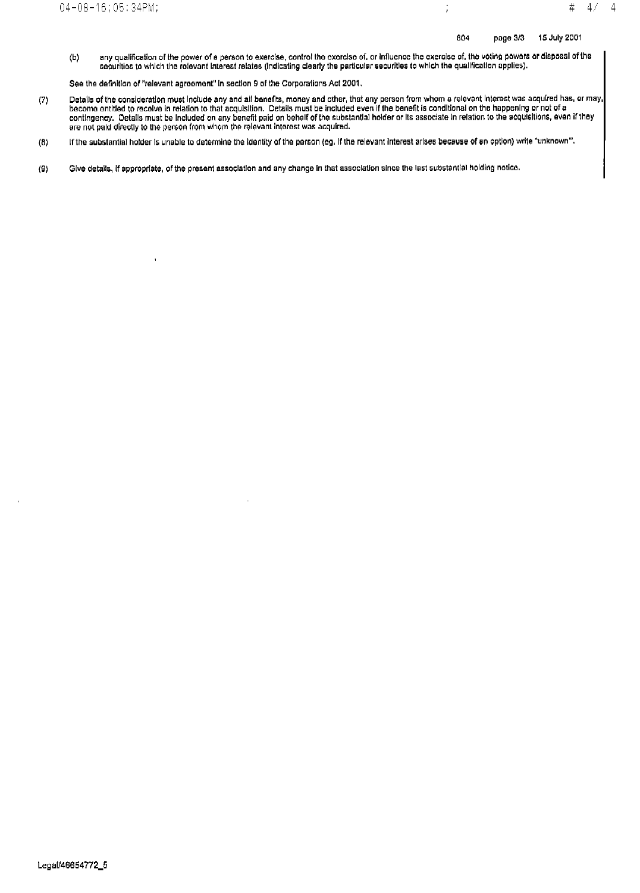(b) any qualification of the power of a person to exercise, control the exercise of, or influence the exercise of, the voting powers or disposal of the securities to which the relevant interest relates (indicating clearly the particular securities to which the qualification applies).

See the definition of "relevant agreement" in section 9 of the Corporations Act 2001.

(7) Details of the consideration must include any and all benefits, money and other, that any person from whom a relevant interest was acquired has, or may, become entitled to receive in relation to that acquisition. Details must be included even if the benefit is conditional on the happening or not of a contingency. Details must be included on any benefit paid on behalf of the substantial holder or its associate in relation to the acquisitions, even if they are not paid directly to the person from whom the relevant interest was acquired.

(8) If the substantial holder is unable to determine the identity of the person (eg. if the relevant interest arises because of an option) write "unknown".

(9) Give details, if appropriate, of the present association and any change in that association since the last substantial holding notice.

Legal/46654772_5